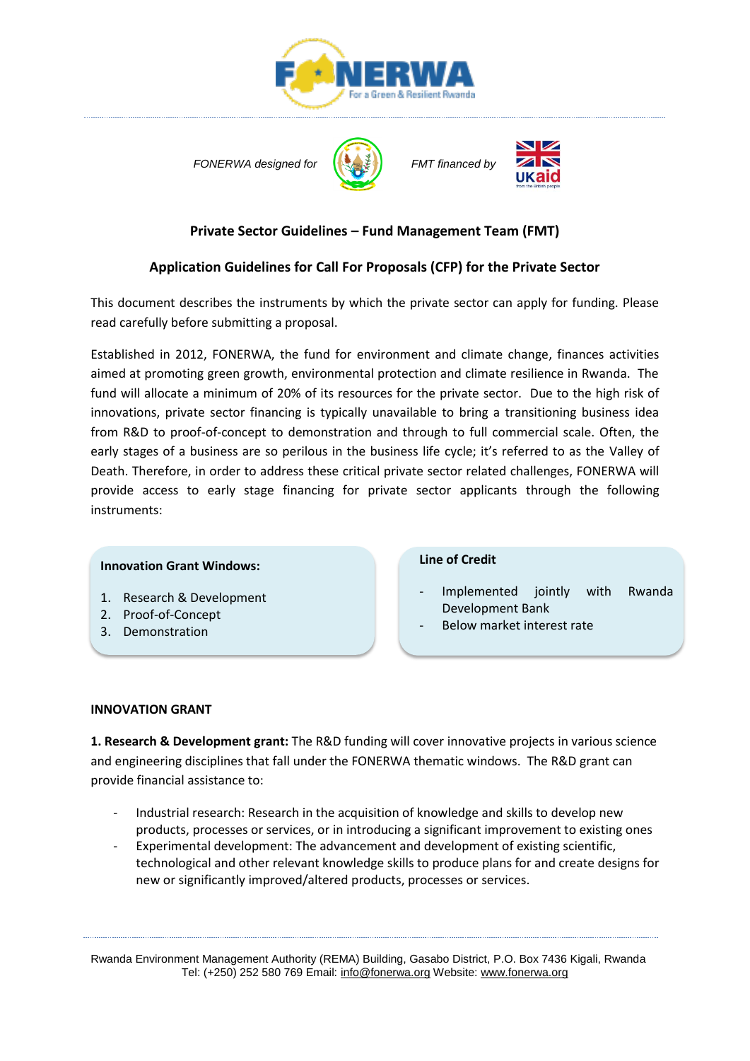FONERWA designed for    FMT financed by

# Private Sector Guidelines – Fund Management Team (FMT)

## Application Guidelines for Call For Proposals (CFP) for the Private Sector

This document describes the instruments by which the private sector can apply for funding. Please read carefully before submitting a proposal.

Established in 2012, FONERWA, the fund for environment and climate change, finances activities aimed at promoting green growth, environmental protection and climate resilience in Rwanda. The fund will allocate a minimum of 20% of its resources for the private sector. Due to the high risk of innovations, private sector financing is typically unavailable to bring a transitioning business idea from R&D to proof-of-concept to demonstration and through to full commercial scale. Often, the early stages of a business are so perilous in the business life cycle; it's referred to as the Valley of Death. Therefore, in order to address these critical private sector related challenges, FONERWA will provide access to early stage financing for private sector applicants through the following instruments:

**Innovation Grant Windows:**

1. Research & Development
2. Proof-of-Concept
3. Demonstration

**Line of Credit**

- Implemented jointly with Rwanda Development Bank
- Below market interest rate

### INNOVATION GRANT

**1. Research & Development grant:** The R&D funding will cover innovative projects in various science and engineering disciplines that fall under the FONERWA thematic windows. The R&D grant can provide financial assistance to:

- Industrial research: Research in the acquisition of knowledge and skills to develop new products, processes or services, or in introducing a significant improvement to existing ones
- Experimental development: The advancement and development of existing scientific, technological and other relevant knowledge skills to produce plans for and create designs for new or significantly improved/altered products, processes or services.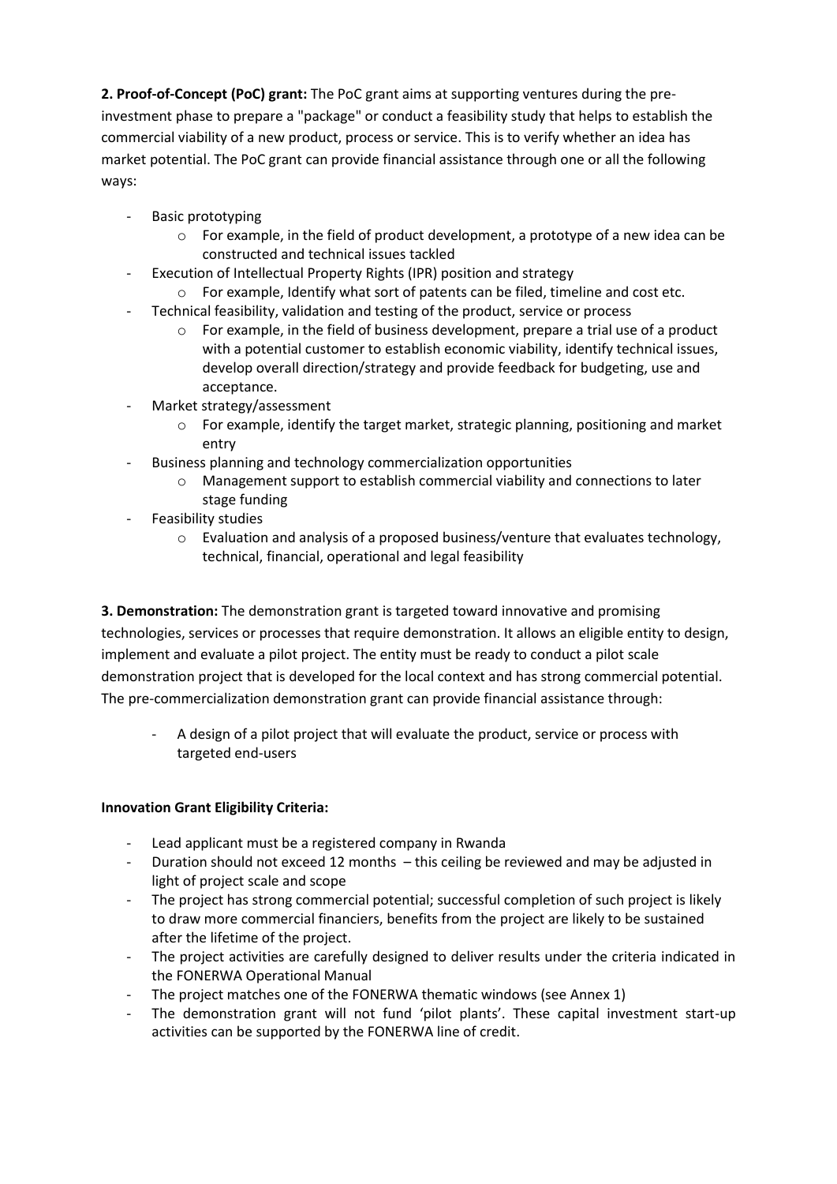**2. Proof-of-Concept (PoC) grant:** The PoC grant aims at supporting ventures during the pre-investment phase to prepare a "package" or conduct a feasibility study that helps to establish the commercial viability of a new product, process or service. This is to verify whether an idea has market potential. The PoC grant can provide financial assistance through one or all the following ways:

- Basic prototyping
    - For example, in the field of product development, a prototype of a new idea can be constructed and technical issues tackled
- Execution of Intellectual Property Rights (IPR) position and strategy
    - For example, Identify what sort of patents can be filed, timeline and cost etc.
- Technical feasibility, validation and testing of the product, service or process
    - For example, in the field of business development, prepare a trial use of a product with a potential customer to establish economic viability, identify technical issues, develop overall direction/strategy and provide feedback for budgeting, use and acceptance.
- Market strategy/assessment
    - For example, identify the target market, strategic planning, positioning and market entry
- Business planning and technology commercialization opportunities
    - Management support to establish commercial viability and connections to later stage funding
- Feasibility studies
    - Evaluation and analysis of a proposed business/venture that evaluates technology, technical, financial, operational and legal feasibility

**3. Demonstration:** The demonstration grant is targeted toward innovative and promising technologies, services or processes that require demonstration. It allows an eligible entity to design, implement and evaluate a pilot project. The entity must be ready to conduct a pilot scale demonstration project that is developed for the local context and has strong commercial potential. The pre-commercialization demonstration grant can provide financial assistance through:

- A design of a pilot project that will evaluate the product, service or process with targeted end-users

**Innovation Grant Eligibility Criteria:**

- Lead applicant must be a registered company in Rwanda
- Duration should not exceed 12 months – this ceiling be reviewed and may be adjusted in light of project scale and scope
- The project has strong commercial potential; successful completion of such project is likely to draw more commercial financiers, benefits from the project are likely to be sustained after the lifetime of the project.
- The project activities are carefully designed to deliver results under the criteria indicated in the FONERWA Operational Manual
- The project matches one of the FONERWA thematic windows (see Annex 1)
- The demonstration grant will not fund 'pilot plants'. These capital investment start-up activities can be supported by the FONERWA line of credit.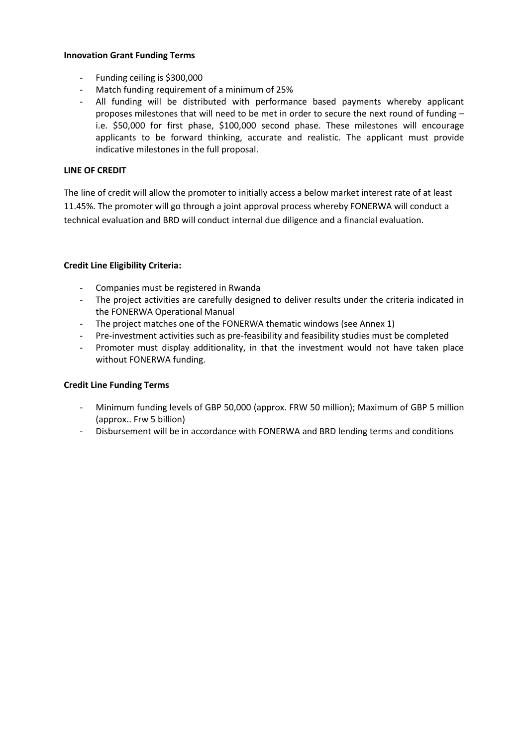**Innovation Grant Funding Terms**

- Funding ceiling is $300,000
- Match funding requirement of a minimum of 25%
- All funding will be distributed with performance based payments whereby applicant proposes milestones that will need to be met in order to secure the next round of funding – i.e. $50,000 for first phase, $100,000 second phase. These milestones will encourage applicants to be forward thinking, accurate and realistic. The applicant must provide indicative milestones in the full proposal.

**LINE OF CREDIT**

The line of credit will allow the promoter to initially access a below market interest rate of at least 11.45%. The promoter will go through a joint approval process whereby FONERWA will conduct a technical evaluation and BRD will conduct internal due diligence and a financial evaluation.

**Credit Line Eligibility Criteria:**

- Companies must be registered in Rwanda
- The project activities are carefully designed to deliver results under the criteria indicated in the FONERWA Operational Manual
- The project matches one of the FONERWA thematic windows (see Annex 1)
- Pre-investment activities such as pre-feasibility and feasibility studies must be completed
- Promoter must display additionality, in that the investment would not have taken place without FONERWA funding.

**Credit Line Funding Terms**

- Minimum funding levels of GBP 50,000 (approx. FRW 50 million); Maximum of GBP 5 million (approx.. Frw 5 billion)
- Disbursement will be in accordance with FONERWA and BRD lending terms and conditions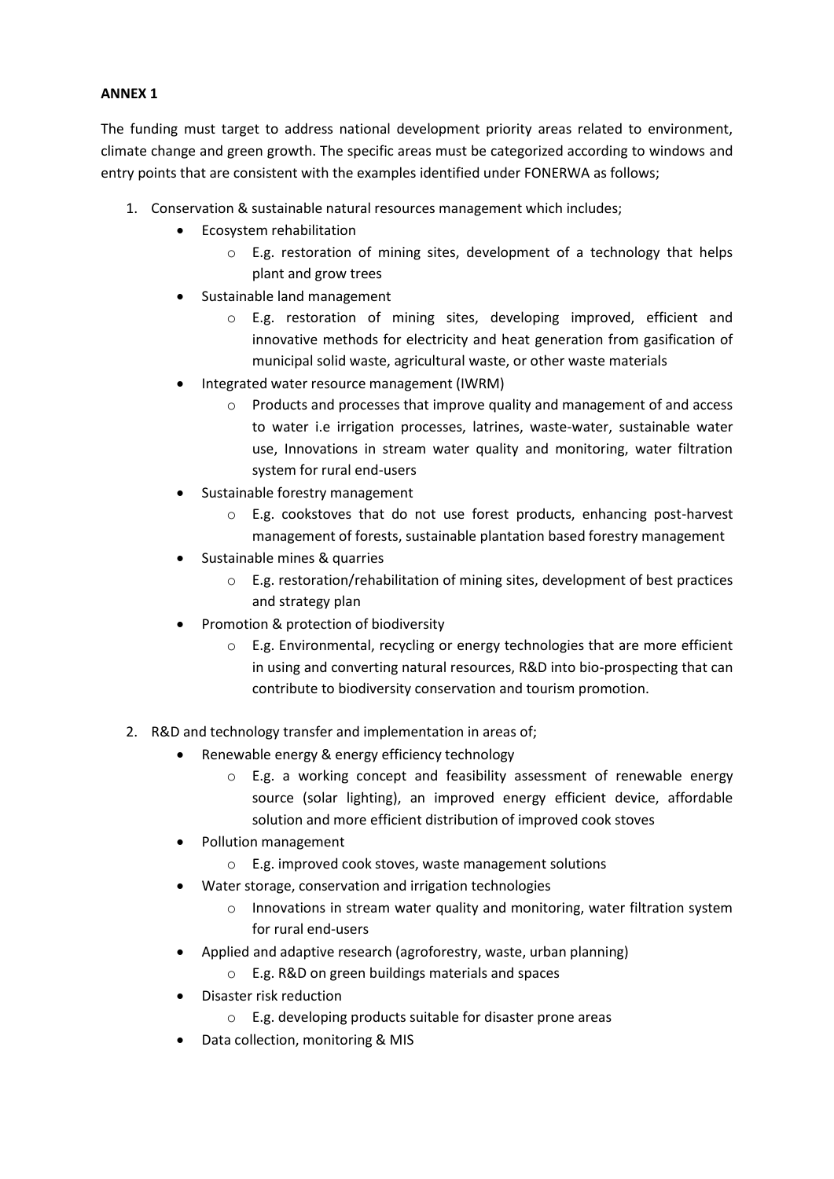**ANNEX 1**

The funding must target to address national development priority areas related to environment, climate change and green growth. The specific areas must be categorized according to windows and entry points that are consistent with the examples identified under FONERWA as follows;

1. Conservation & sustainable natural resources management which includes;
   - Ecosystem rehabilitation
     - E.g. restoration of mining sites, development of a technology that helps plant and grow trees
   - Sustainable land management
     - E.g. restoration of mining sites, developing improved, efficient and innovative methods for electricity and heat generation from gasification of municipal solid waste, agricultural waste, or other waste materials
   - Integrated water resource management (IWRM)
     - Products and processes that improve quality and management of and access to water i.e irrigation processes, latrines, waste-water, sustainable water use, Innovations in stream water quality and monitoring, water filtration system for rural end-users
   - Sustainable forestry management
     - E.g. cookstoves that do not use forest products, enhancing post-harvest management of forests, sustainable plantation based forestry management
   - Sustainable mines & quarries
     - E.g. restoration/rehabilitation of mining sites, development of best practices and strategy plan
   - Promotion & protection of biodiversity
     - E.g. Environmental, recycling or energy technologies that are more efficient in using and converting natural resources, R&D into bio-prospecting that can contribute to biodiversity conservation and tourism promotion.

2. R&D and technology transfer and implementation in areas of;
   - Renewable energy & energy efficiency technology
     - E.g. a working concept and feasibility assessment of renewable energy source (solar lighting), an improved energy efficient device, affordable solution and more efficient distribution of improved cook stoves
   - Pollution management
     - E.g. improved cook stoves, waste management solutions
   - Water storage, conservation and irrigation technologies
     - Innovations in stream water quality and monitoring, water filtration system for rural end-users
   - Applied and adaptive research (agroforestry, waste, urban planning)
     - E.g. R&D on green buildings materials and spaces
   - Disaster risk reduction
     - E.g. developing products suitable for disaster prone areas
   - Data collection, monitoring & MIS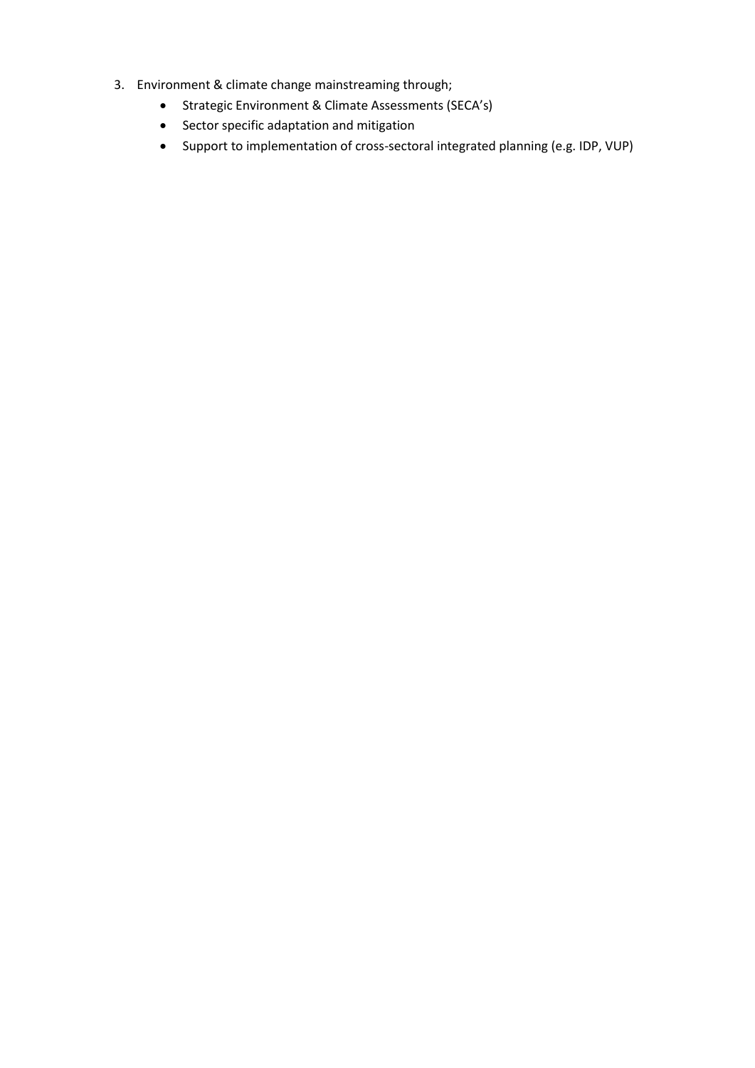3. Environment & climate change mainstreaming through;
    - Strategic Environment & Climate Assessments (SECA's)
    - Sector specific adaptation and mitigation
    - Support to implementation of cross-sectoral integrated planning (e.g. IDP, VUP)